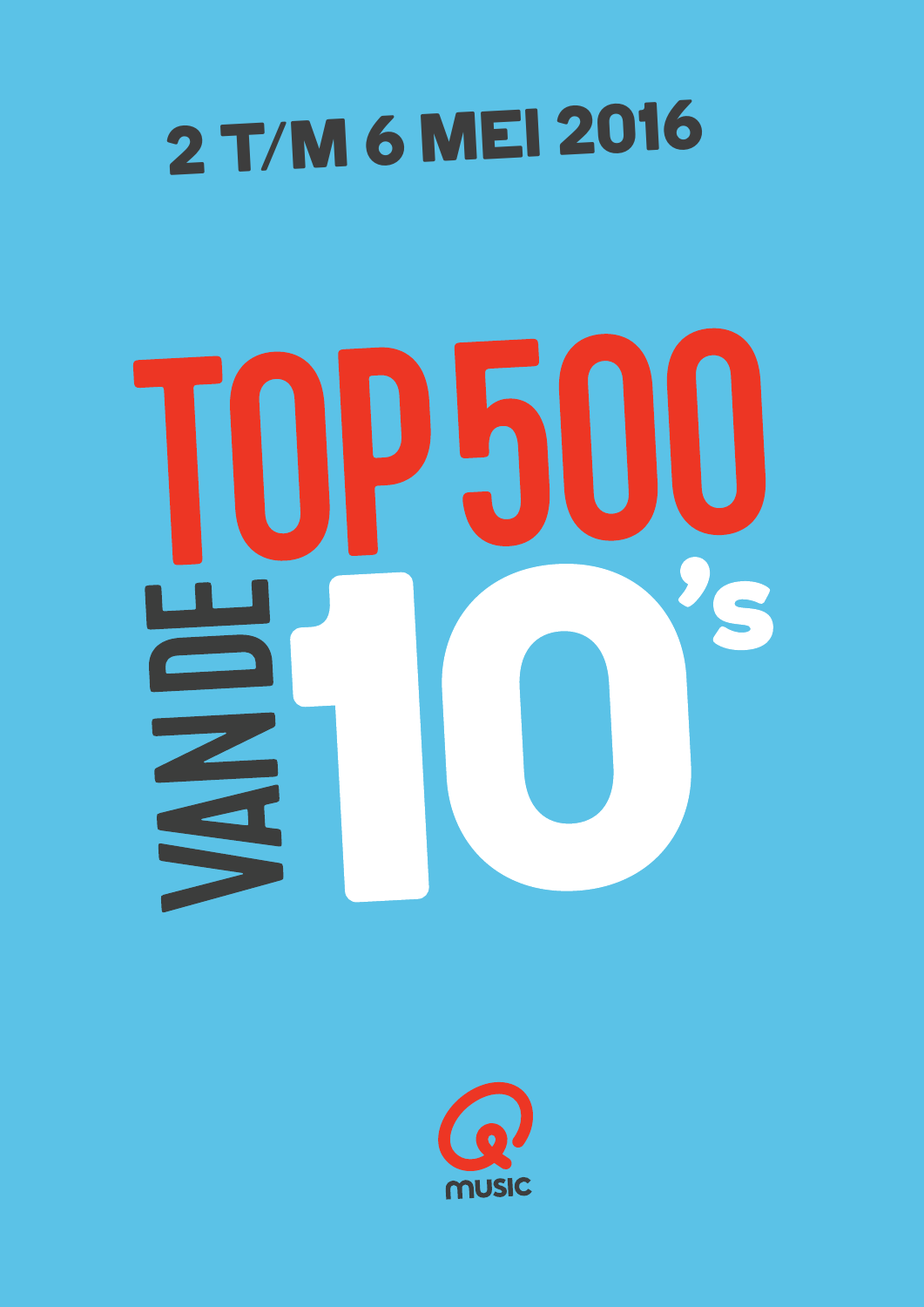2 T/M 6 MEI 2016

# TOP 500 VAN DE 10's

music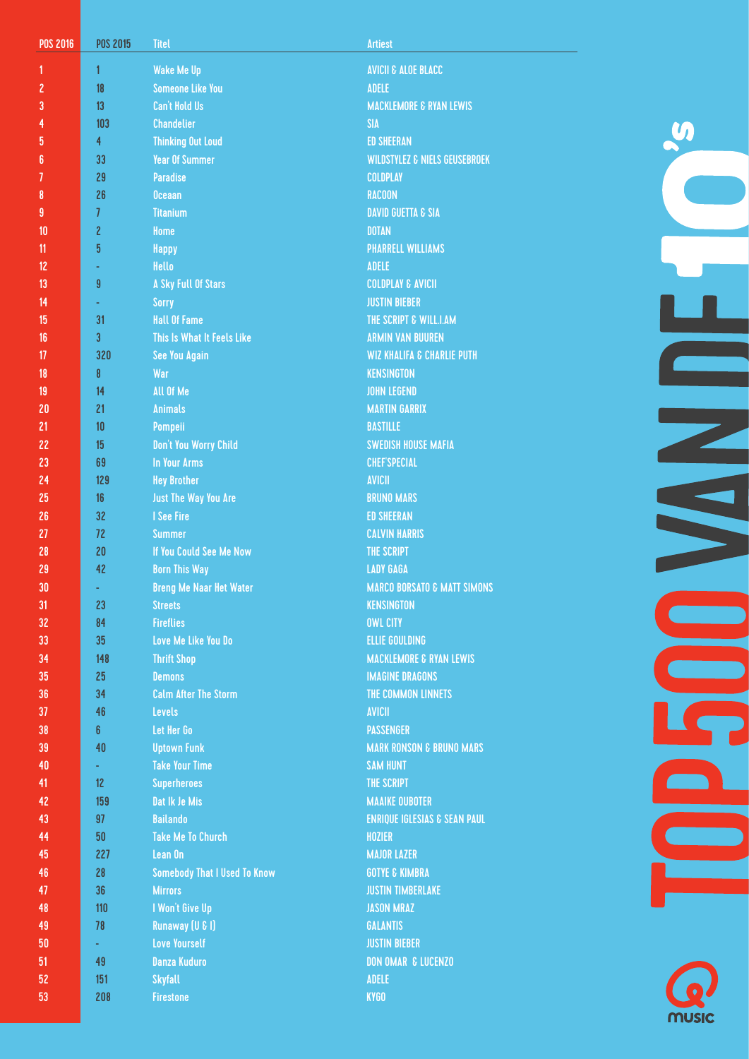# TOP500 VAN DE 10's

| POS 2016 | POS 2015 | Titel | Artiest |
| --- | --- | --- | --- |
| 1 | 1 | Wake Me Up | AVICII & ALOE BLACC |
| 2 | 18 | Someone Like You | ADELE |
| 3 | 13 | Can't Hold Us | MACKLEMORE & RYAN LEWIS |
| 4 | 103 | Chandelier | SIA |
| 5 | 4 | Thinking Out Loud | ED SHEERAN |
| 6 | 33 | Year Of Summer | WILDSTYLEZ & NIELS GEUSEBROEK |
| 7 | 29 | Paradise | COLDPLAY |
| 8 | 26 | Oceaan | RACOON |
| 9 | 7 | Titanium | DAVID GUETTA & SIA |
| 10 | 2 | Home | DOTAN |
| 11 | 5 | Happy | PHARRELL WILLIAMS |
| 12 | - | Hello | ADELE |
| 13 | 9 | A Sky Full Of Stars | COLDPLAY & AVICII |
| 14 | - | Sorry | JUSTIN BIEBER |
| 15 | 31 | Hall Of Fame | THE SCRIPT & WILL.I.AM |
| 16 | 3 | This Is What It Feels Like | ARMIN VAN BUUREN |
| 17 | 320 | See You Again | WIZ KHALIFA & CHARLIE PUTH |
| 18 | 8 | War | KENSINGTON |
| 19 | 14 | All Of Me | JOHN LEGEND |
| 20 | 21 | Animals | MARTIN GARRIX |
| 21 | 10 | Pompeii | BASTILLE |
| 22 | 15 | Don't You Worry Child | SWEDISH HOUSE MAFIA |
| 23 | 69 | In Your Arms | CHEF'SPECIAL |
| 24 | 129 | Hey Brother | AVICII |
| 25 | 16 | Just The Way You Are | BRUNO MARS |
| 26 | 32 | I See Fire | ED SHEERAN |
| 27 | 72 | Summer | CALVIN HARRIS |
| 28 | 20 | If You Could See Me Now | THE SCRIPT |
| 29 | 42 | Born This Way | LADY GAGA |
| 30 | - | Breng Me Naar Het Water | MARCO BORSATO & MATT SIMONS |
| 31 | 23 | Streets | KENSINGTON |
| 32 | 84 | Fireflies | OWL CITY |
| 33 | 35 | Love Me Like You Do | ELLIE GOULDING |
| 34 | 148 | Thrift Shop | MACKLEMORE & RYAN LEWIS |
| 35 | 25 | Demons | IMAGINE DRAGONS |
| 36 | 34 | Calm After The Storm | THE COMMON LINNETS |
| 37 | 46 | Levels | AVICII |
| 38 | 6 | Let Her Go | PASSENGER |
| 39 | 40 | Uptown Funk | MARK RONSON & BRUNO MARS |
| 40 | - | Take Your Time | SAM HUNT |
| 41 | 12 | Superheroes | THE SCRIPT |
| 42 | 159 | Dat Ik Je Mis | MAAIKE OUBOTER |
| 43 | 97 | Bailando | ENRIQUE IGLESIAS & SEAN PAUL |
| 44 | 50 | Take Me To Church | HOZIER |
| 45 | 227 | Lean On | MAJOR LAZER |
| 46 | 28 | Somebody That I Used To Know | GOTYE & KIMBRA |
| 47 | 36 | Mirrors | JUSTIN TIMBERLAKE |
| 48 | 110 | I Won't Give Up | JASON MRAZ |
| 49 | 78 | Runaway (U & I) | GALANTIS |
| 50 | - | Love Yourself | JUSTIN BIEBER |
| 51 | 49 | Danza Kuduro | DON OMAR & LUCENZO |
| 52 | 151 | Skyfall | ADELE |
| 53 | 208 | Firestone | KYGO |

Q music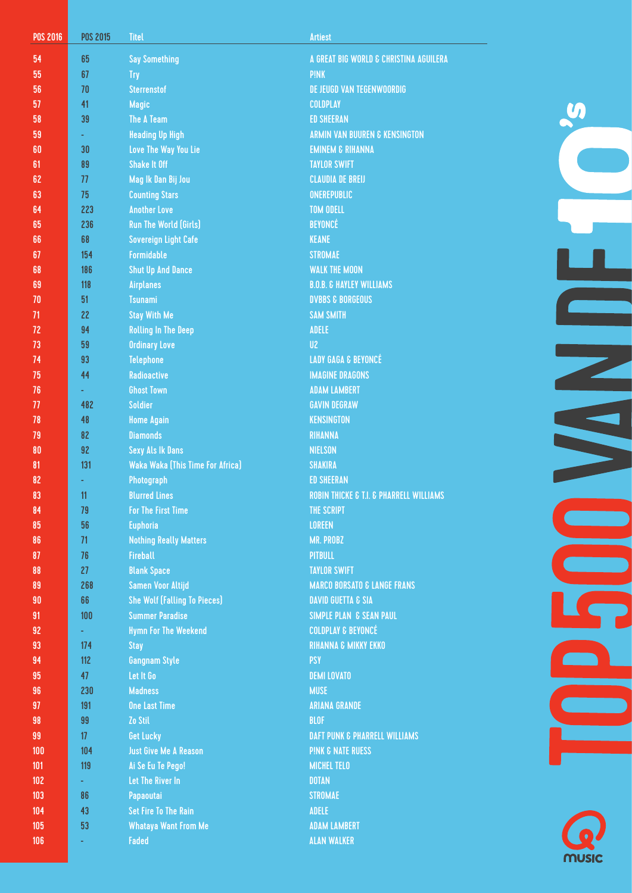| POS 2016 | POS 2015 | Titel | Artiest |
|---|---|---|---|
| 54 | 65 | Say Something | A GREAT BIG WORLD & CHRISTINA AGUILERA |
| 55 | 67 | Try | P!NK |
| 56 | 70 | Sterrenstof | DE JEUGD VAN TEGENWOORDIG |
| 57 | 41 | Magic | COLDPLAY |
| 58 | 39 | The A Team | ED SHEERAN |
| 59 | - | Heading Up High | ARMIN VAN BUUREN & KENSINGTON |
| 60 | 30 | Love The Way You Lie | EMINEM & RIHANNA |
| 61 | 89 | Shake It Off | TAYLOR SWIFT |
| 62 | 77 | Mag Ik Dan Bij Jou | CLAUDIA DE BREIJ |
| 63 | 75 | Counting Stars | ONEREPUBLIC |
| 64 | 223 | Another Love | TOM ODELL |
| 65 | 236 | Run The World (Girls) | BEYONCÉ |
| 66 | 68 | Sovereign Light Cafe | KEANE |
| 67 | 154 | Formidable | STROMAE |
| 68 | 186 | Shut Up And Dance | WALK THE MOON |
| 69 | 118 | Airplanes | B.O.B. & HAYLEY WILLIAMS |
| 70 | 51 | Tsunami | DVBBS & BORGEOUS |
| 71 | 22 | Stay With Me | SAM SMITH |
| 72 | 94 | Rolling In The Deep | ADELE |
| 73 | 59 | Ordinary Love | U2 |
| 74 | 93 | Telephone | LADY GAGA & BEYONCÉ |
| 75 | 44 | Radioactive | IMAGINE DRAGONS |
| 76 | - | Ghost Town | ADAM LAMBERT |
| 77 | 482 | Soldier | GAVIN DEGRAW |
| 78 | 48 | Home Again | KENSINGTON |
| 79 | 82 | Diamonds | RIHANNA |
| 80 | 92 | Sexy Als Ik Dans | NIELSON |
| 81 | 131 | Waka Waka (This Time For Africa) | SHAKIRA |
| 82 | - | Photograph | ED SHEERAN |
| 83 | 11 | Blurred Lines | ROBIN THICKE & T.I. & PHARRELL WILLIAMS |
| 84 | 79 | For The First Time | THE SCRIPT |
| 85 | 56 | Euphoria | LOREEN |
| 86 | 71 | Nothing Really Matters | MR. PROBZ |
| 87 | 76 | Fireball | PITBULL |
| 88 | 27 | Blank Space | TAYLOR SWIFT |
| 89 | 268 | Samen Voor Altijd | MARCO BORSATO & LANGE FRANS |
| 90 | 66 | She Wolf (Falling To Pieces) | DAVID GUETTA & SIA |
| 91 | 100 | Summer Paradise | SIMPLE PLAN & SEAN PAUL |
| 92 | - | Hymn For The Weekend | COLDPLAY & BEYONCÉ |
| 93 | 174 | Stay | RIHANNA & MIKKY EKKO |
| 94 | 112 | Gangnam Style | PSY |
| 95 | 47 | Let It Go | DEMI LOVATO |
| 96 | 230 | Madness | MUSE |
| 97 | 191 | One Last Time | ARIANA GRANDE |
| 98 | 99 | Zo Stil | BLØF |
| 99 | 17 | Get Lucky | DAFT PUNK & PHARRELL WILLIAMS |
| 100 | 104 | Just Give Me A Reason | P!NK & NATE RUESS |
| 101 | 119 | Ai Se Eu Te Pego! | MICHEL TELO |
| 102 | - | Let The River In | DOTAN |
| 103 | 86 | Papaoutai | STROMAE |
| 104 | 43 | Set Fire To The Rain | ADELE |
| 105 | 53 | Whataya Want From Me | ADAM LAMBERT |
| 106 | - | Faded | ALAN WALKER |

TOP500 VAN DE 10's

Qmusic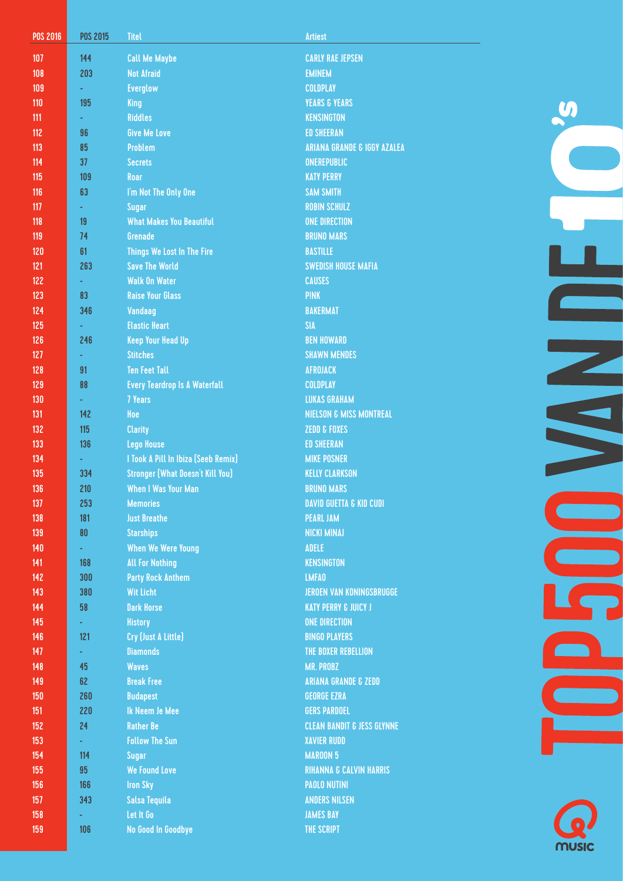| POS 2016 | POS 2015 | Titel | Artiest |
|---|---|---|---|
| 107 | 144 | Call Me Maybe | CARLY RAE JEPSEN |
| 108 | 203 | Not Afraid | EMINEM |
| 109 | - | Everglow | COLDPLAY |
| 110 | 195 | King | YEARS & YEARS |
| 111 | - | Riddles | KENSINGTON |
| 112 | 96 | Give Me Love | ED SHEERAN |
| 113 | 85 | Problem | ARIANA GRANDE & IGGY AZALEA |
| 114 | 37 | Secrets | ONEREPUBLIC |
| 115 | 109 | Roar | KATY PERRY |
| 116 | 63 | I'm Not The Only One | SAM SMITH |
| 117 | - | Sugar | ROBIN SCHULZ |
| 118 | 19 | What Makes You Beautiful | ONE DIRECTION |
| 119 | 74 | Grenade | BRUNO MARS |
| 120 | 61 | Things We Lost In The Fire | BASTILLE |
| 121 | 263 | Save The World | SWEDISH HOUSE MAFIA |
| 122 | - | Walk On Water | CAUSES |
| 123 | 83 | Raise Your Glass | P!NK |
| 124 | 346 | Vandaag | BAKERMAT |
| 125 | - | Elastic Heart | SIA |
| 126 | 246 | Keep Your Head Up | BEN HOWARD |
| 127 | - | Stitches | SHAWN MENDES |
| 128 | 91 | Ten Feet Tall | AFROJACK |
| 129 | 88 | Every Teardrop Is A Waterfall | COLDPLAY |
| 130 | - | 7 Years | LUKAS GRAHAM |
| 131 | 142 | Hoe | NIELSON & MISS MONTREAL |
| 132 | 115 | Clarity | ZEDD & FOXES |
| 133 | 136 | Lego House | ED SHEERAN |
| 134 | - | I Took A Pill In Ibiza (Seeb Remix) | MIKE POSNER |
| 135 | 334 | Stronger (What Doesn't Kill You) | KELLY CLARKSON |
| 136 | 210 | When I Was Your Man | BRUNO MARS |
| 137 | 253 | Memories | DAVID GUETTA & KID CUDI |
| 138 | 181 | Just Breathe | PEARL JAM |
| 139 | 80 | Starships | NICKI MINAJ |
| 140 | - | When We Were Young | ADELE |
| 141 | 168 | All For Nothing | KENSINGTON |
| 142 | 300 | Party Rock Anthem | LMFAO |
| 143 | 380 | Wit Licht | JEROEN VAN KONINGSBRUGGE |
| 144 | 58 | Dark Horse | KATY PERRY & JUICY J |
| 145 | - | History | ONE DIRECTION |
| 146 | 121 | Cry (Just A Little) | BINGO PLAYERS |
| 147 | - | Diamonds | THE BOXER REBELLION |
| 148 | 45 | Waves | MR. PROBZ |
| 149 | 62 | Break Free | ARIANA GRANDE & ZEDD |
| 150 | 260 | Budapest | GEORGE EZRA |
| 151 | 220 | Ik Neem Je Mee | GERS PARDOEL |
| 152 | 24 | Rather Be | CLEAN BANDIT & JESS GLYNNE |
| 153 | - | Follow The Sun | XAVIER RUDD |
| 154 | 114 | Sugar | MAROON 5 |
| 155 | 95 | We Found Love | RIHANNA & CALVIN HARRIS |
| 156 | 166 | Iron Sky | PAOLO NUTINI |
| 157 | 343 | Salsa Tequila | ANDERS NILSEN |
| 158 | - | Let It Go | JAMES BAY |
| 159 | 106 | No Good In Goodbye | THE SCRIPT |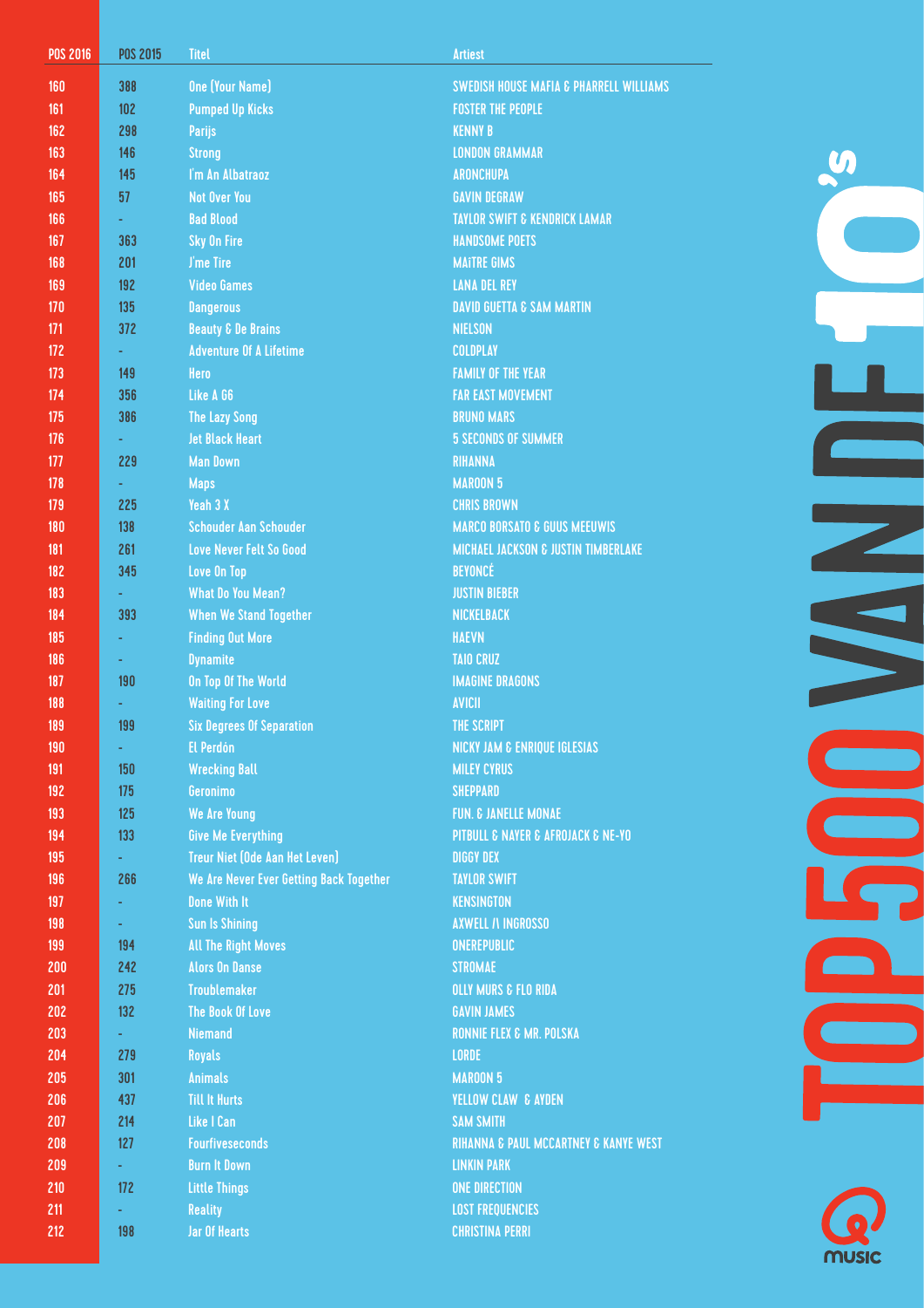| POS 2016 | POS 2015 | Titel | Artiest |
|---|---|---|---|
| 160 | 388 | One (Your Name) | SWEDISH HOUSE MAFIA & PHARRELL WILLIAMS |
| 161 | 102 | Pumped Up Kicks | FOSTER THE PEOPLE |
| 162 | 298 | Parijs | KENNY B |
| 163 | 146 | Strong | LONDON GRAMMAR |
| 164 | 145 | I'm An Albatraoz | ARONCHUPA |
| 165 | 57 | Not Over You | GAVIN DEGRAW |
| 166 | - | Bad Blood | TAYLOR SWIFT & KENDRICK LAMAR |
| 167 | 363 | Sky On Fire | HANDSOME POETS |
| 168 | 201 | J'me Tire | MAîTRE GIMS |
| 169 | 192 | Video Games | LANA DEL REY |
| 170 | 135 | Dangerous | DAVID GUETTA & SAM MARTIN |
| 171 | 372 | Beauty & De Brains | NIELSON |
| 172 | - | Adventure Of A Lifetime | COLDPLAY |
| 173 | 149 | Hero | FAMILY OF THE YEAR |
| 174 | 356 | Like A G6 | FAR EAST MOVEMENT |
| 175 | 386 | The Lazy Song | BRUNO MARS |
| 176 | - | Jet Black Heart | 5 SECONDS OF SUMMER |
| 177 | 229 | Man Down | RIHANNA |
| 178 | - | Maps | MAROON 5 |
| 179 | 225 | Yeah 3 X | CHRIS BROWN |
| 180 | 138 | Schouder Aan Schouder | MARCO BORSATO & GUUS MEEUWIS |
| 181 | 261 | Love Never Felt So Good | MICHAEL JACKSON & JUSTIN TIMBERLAKE |
| 182 | 345 | Love On Top | BEYONCÉ |
| 183 | - | What Do You Mean? | JUSTIN BIEBER |
| 184 | 393 | When We Stand Together | NICKELBACK |
| 185 | - | Finding Out More | HAEVN |
| 186 | - | Dynamite | TAIO CRUZ |
| 187 | 190 | On Top Of The World | IMAGINE DRAGONS |
| 188 | - | Waiting For Love | AVICII |
| 189 | 199 | Six Degrees Of Separation | THE SCRIPT |
| 190 | - | El Perdón | NICKY JAM & ENRIQUE IGLESIAS |
| 191 | 150 | Wrecking Ball | MILEY CYRUS |
| 192 | 175 | Geronimo | SHEPPARD |
| 193 | 125 | We Are Young | FUN. & JANELLE MONAE |
| 194 | 133 | Give Me Everything | PITBULL & NAYER & AFROJACK & NE-YO |
| 195 | - | Treur Niet (Ode Aan Het Leven) | DIGGY DEX |
| 196 | 266 | We Are Never Ever Getting Back Together | TAYLOR SWIFT |
| 197 | - | Done With It | KENSINGTON |
| 198 | - | Sun Is Shining | AXWELL /\ INGROSSO |
| 199 | 194 | All The Right Moves | ONEREPUBLIC |
| 200 | 242 | Alors On Danse | STROMAE |
| 201 | 275 | Troublemaker | OLLY MURS & FLO RIDA |
| 202 | 132 | The Book Of Love | GAVIN JAMES |
| 203 | - | Niemand | RONNIE FLEX & MR. POLSKA |
| 204 | 279 | Royals | LORDE |
| 205 | 301 | Animals | MAROON 5 |
| 206 | 437 | Till It Hurts | YELLOW CLAW & AYDEN |
| 207 | 214 | Like I Can | SAM SMITH |
| 208 | 127 | Fourfiveseconds | RIHANNA & PAUL MCCARTNEY & KANYE WEST |
| 209 | - | Burn It Down | LINKIN PARK |
| 210 | 172 | Little Things | ONE DIRECTION |
| 211 | - | Reality | LOST FREQUENCIES |
| 212 | 198 | Jar Of Hearts | CHRISTINA PERRI |

TOP500 VAN DE 10's

Q music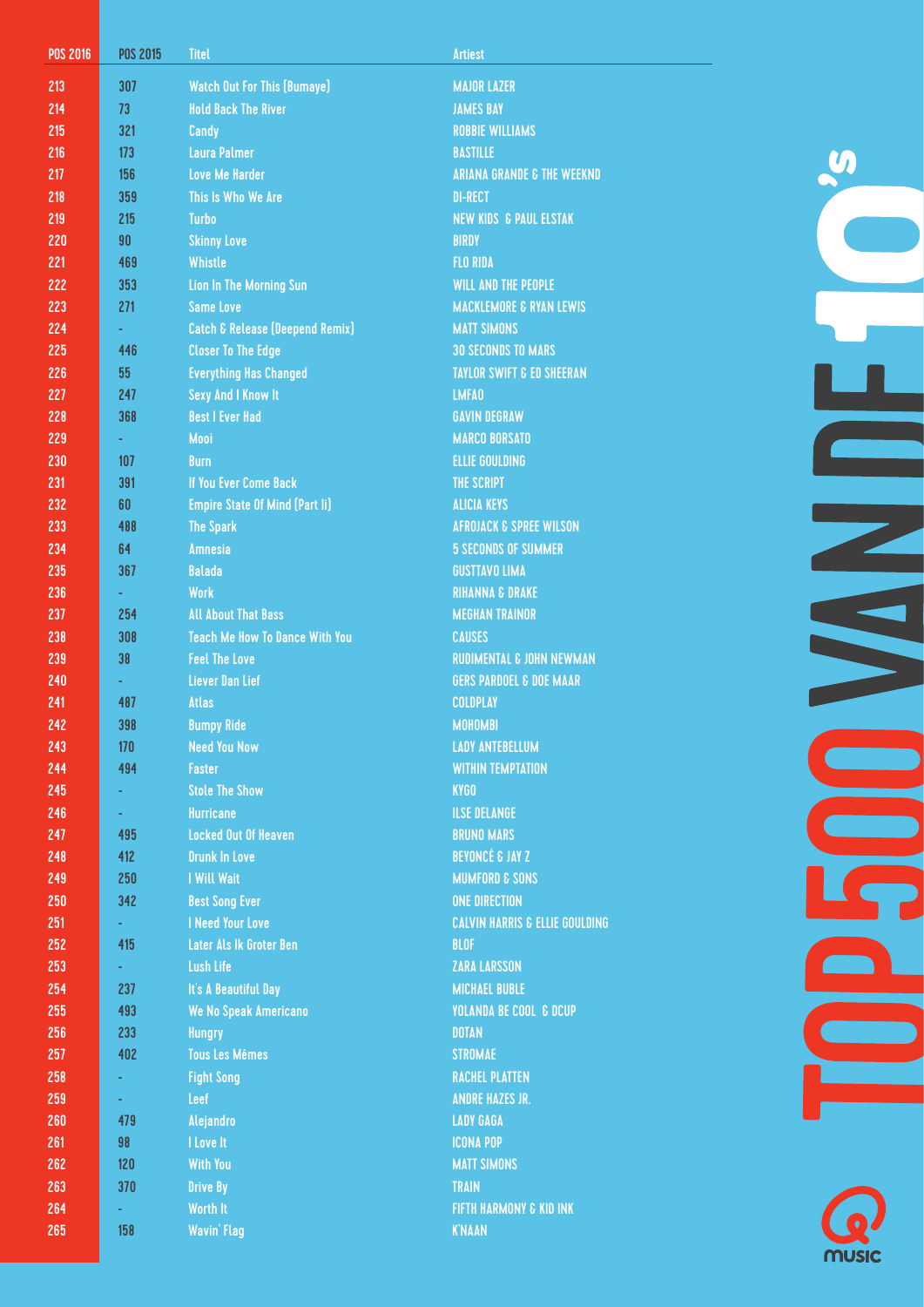| POS 2016 | POS 2015 | Titel | Artiest |
|---|---|---|---|
| 213 | 307 | Watch Out For This (Bumaye) | MAJOR LAZER |
| 214 | 73 | Hold Back The River | JAMES BAY |
| 215 | 321 | Candy | ROBBIE WILLIAMS |
| 216 | 173 | Laura Palmer | BASTILLE |
| 217 | 156 | Love Me Harder | ARIANA GRANDE & THE WEEKND |
| 218 | 359 | This Is Who We Are | DI-RECT |
| 219 | 215 | Turbo | NEW KIDS & PAUL ELSTAK |
| 220 | 90 | Skinny Love | BIRDY |
| 221 | 469 | Whistle | FLO RIDA |
| 222 | 353 | Lion In The Morning Sun | WILL AND THE PEOPLE |
| 223 | 271 | Same Love | MACKLEMORE & RYAN LEWIS |
| 224 | - | Catch & Release (Deepend Remix) | MATT SIMONS |
| 225 | 446 | Closer To The Edge | 30 SECONDS TO MARS |
| 226 | 55 | Everything Has Changed | TAYLOR SWIFT & ED SHEERAN |
| 227 | 247 | Sexy And I Know It | LMFAO |
| 228 | 368 | Best I Ever Had | GAVIN DEGRAW |
| 229 | - | Mooi | MARCO BORSATO |
| 230 | 107 | Burn | ELLIE GOULDING |
| 231 | 391 | If You Ever Come Back | THE SCRIPT |
| 232 | 60 | Empire State Of Mind (Part Ii) | ALICIA KEYS |
| 233 | 488 | The Spark | AFROJACK & SPREE WILSON |
| 234 | 64 | Amnesia | 5 SECONDS OF SUMMER |
| 235 | 367 | Balada | GUSTTAVO LIMA |
| 236 | - | Work | RIHANNA & DRAKE |
| 237 | 254 | All About That Bass | MEGHAN TRAINOR |
| 238 | 308 | Teach Me How To Dance With You | CAUSES |
| 239 | 38 | Feel The Love | RUDIMENTAL & JOHN NEWMAN |
| 240 | - | Liever Dan Lief | GERS PARDOEL & DOE MAAR |
| 241 | 487 | Atlas | COLDPLAY |
| 242 | 398 | Bumpy Ride | MOHOMBI |
| 243 | 170 | Need You Now | LADY ANTEBELLUM |
| 244 | 494 | Faster | WITHIN TEMPTATION |
| 245 | - | Stole The Show | KYGO |
| 246 | - | Hurricane | ILSE DELANGE |
| 247 | 495 | Locked Out Of Heaven | BRUNO MARS |
| 248 | 412 | Drunk In Love | BEYONCÉ & JAY Z |
| 249 | 250 | I Will Wait | MUMFORD & SONS |
| 250 | 342 | Best Song Ever | ONE DIRECTION |
| 251 | - | I Need Your Love | CALVIN HARRIS & ELLIE GOULDING |
| 252 | 415 | Later Als Ik Groter Ben | BLØF |
| 253 | - | Lush Life | ZARA LARSSON |
| 254 | 237 | It's A Beautiful Day | MICHAEL BUBLE |
| 255 | 493 | We No Speak Americano | YOLANDA BE COOL & DCUP |
| 256 | 233 | Hungry | DOTAN |
| 257 | 402 | Tous Les Mêmes | STROMAE |
| 258 | - | Fight Song | RACHEL PLATTEN |
| 259 | - | Leef | ANDRE HAZES JR. |
| 260 | 479 | Alejandro | LADY GAGA |
| 261 | 98 | I Love It | ICONA POP |
| 262 | 120 | With You | MATT SIMONS |
| 263 | 370 | Drive By | TRAIN |
| 264 | - | Worth It | FIFTH HARMONY & KID INK |
| 265 | 158 | Wavin' Flag | K'NAAN |

TOP500 VAN DE 10's

Q music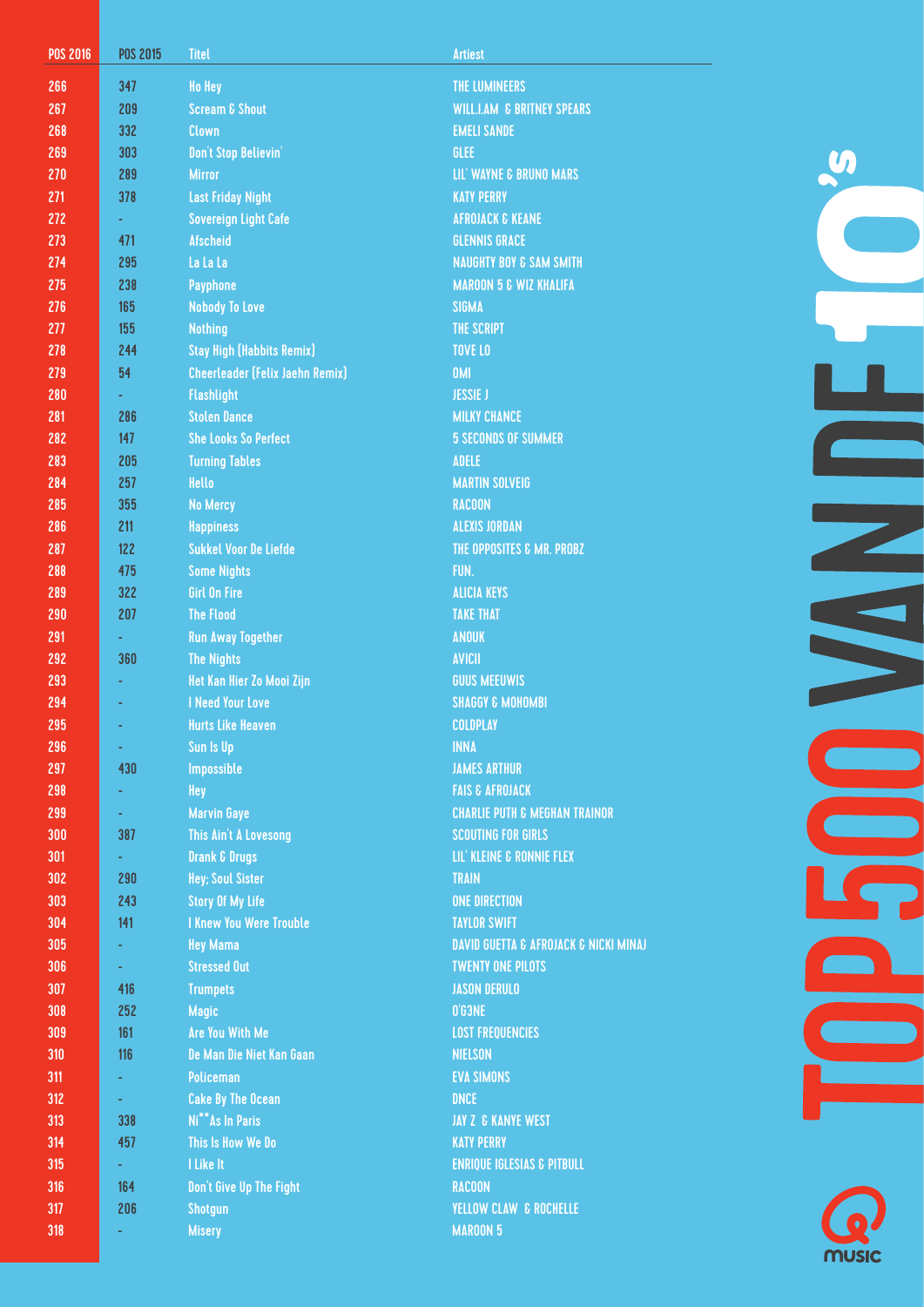| POS 2016 | POS 2015 | Titel | Artiest |
|---|---|---|---|
| 266 | 347 | Ho Hey | THE LUMINEERS |
| 267 | 209 | Scream & Shout | WILL.I.AM & BRITNEY SPEARS |
| 268 | 332 | Clown | EMELI SANDE |
| 269 | 303 | Don't Stop Believin' | GLEE |
| 270 | 289 | Mirror | LIL' WAYNE & BRUNO MARS |
| 271 | 378 | Last Friday Night | KATY PERRY |
| 272 | - | Sovereign Light Cafe | AFROJACK & KEANE |
| 273 | 471 | Afscheid | GLENNIS GRACE |
| 274 | 295 | La La La | NAUGHTY BOY & SAM SMITH |
| 275 | 238 | Payphone | MAROON 5 & WIZ KHALIFA |
| 276 | 165 | Nobody To Love | SIGMA |
| 277 | 155 | Nothing | THE SCRIPT |
| 278 | 244 | Stay High (Habbits Remix) | TOVE LO |
| 279 | 54 | Cheerleader (Felix Jaehn Remix) | OMI |
| 280 | - | Flashlight | JESSIE J |
| 281 | 286 | Stolen Dance | MILKY CHANCE |
| 282 | 147 | She Looks So Perfect | 5 SECONDS OF SUMMER |
| 283 | 205 | Turning Tables | ADELE |
| 284 | 257 | Hello | MARTIN SOLVEIG |
| 285 | 355 | No Mercy | RACOON |
| 286 | 211 | Happiness | ALEXIS JORDAN |
| 287 | 122 | Sukkel Voor De Liefde | THE OPPOSITES & MR. PROBZ |
| 288 | 475 | Some Nights | FUN. |
| 289 | 322 | Girl On Fire | ALICIA KEYS |
| 290 | 207 | The Flood | TAKE THAT |
| 291 | - | Run Away Together | ANOUK |
| 292 | 360 | The Nights | AVICII |
| 293 | - | Het Kan Hier Zo Mooi Zijn | GUUS MEEUWIS |
| 294 | - | I Need Your Love | SHAGGY & MOHOMBI |
| 295 | - | Hurts Like Heaven | COLDPLAY |
| 296 | - | Sun Is Up | INNA |
| 297 | 430 | Impossible | JAMES ARTHUR |
| 298 | - | Hey | FAIS & AFROJACK |
| 299 | - | Marvin Gaye | CHARLIE PUTH & MEGHAN TRAINOR |
| 300 | 387 | This Ain't A Lovesong | SCOUTING FOR GIRLS |
| 301 | - | Drank & Drugs | LIL' KLEINE & RONNIE FLEX |
| 302 | 290 | Hey; Soul Sister | TRAIN |
| 303 | 243 | Story Of My Life | ONE DIRECTION |
| 304 | 141 | I Knew You Were Trouble | TAYLOR SWIFT |
| 305 | - | Hey Mama | DAVID GUETTA & AFROJACK & NICKI MINAJ |
| 306 | - | Stressed Out | TWENTY ONE PILOTS |
| 307 | 416 | Trumpets | JASON DERULO |
| 308 | 252 | Magic | O'G3NE |
| 309 | 161 | Are You With Me | LOST FREQUENCIES |
| 310 | 116 | De Man Die Niet Kan Gaan | NIELSON |
| 311 | - | Policeman | EVA SIMONS |
| 312 | - | Cake By The Ocean | DNCE |
| 313 | 338 | Ni**As In Paris | JAY Z & KANYE WEST |
| 314 | 457 | This Is How We Do | KATY PERRY |
| 315 | - | I Like It | ENRIQUE IGLESIAS & PITBULL |
| 316 | 164 | Don't Give Up The Fight | RACOON |
| 317 | 206 | Shotgun | YELLOW CLAW & ROCHELLE |
| 318 | - | Misery | MAROON 5 |

TOP500 VAN DE 10's

Q music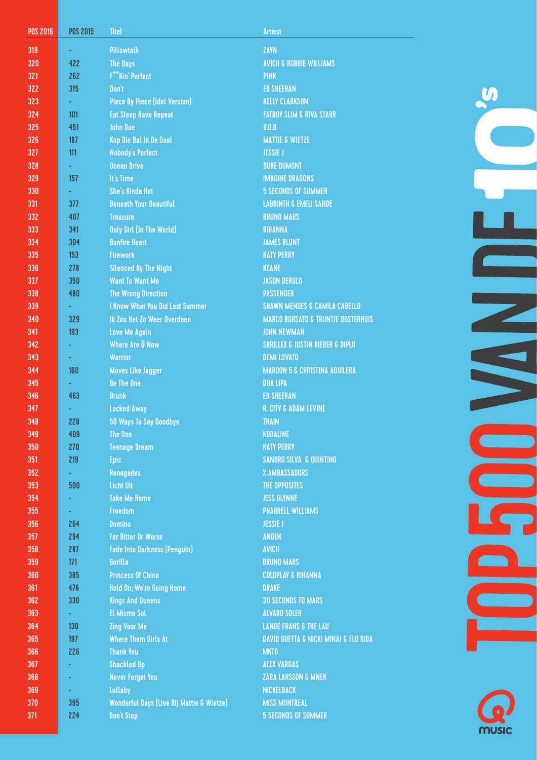| POS 2016 | POS 2015 | Titel | Artiest |
|---|---|---|---|
| 319 | - | Pillowtalk | ZAYN |
| 320 | 422 | The Days | AVICII & ROBBIE WILLIAMS |
| 321 | 262 | F**Kin' Perfect | P!NK |
| 322 | 315 | Don't | ED SHEERAN |
| 323 | - | Piece By Piece (Idol Version) | KELLY CLARKSON |
| 324 | 101 | Eat Sleep Rave Repeat | FATBOY SLIM & RIVA STARR |
| 325 | 451 | John Doe | B.O.B. |
| 326 | 187 | Kop Die Bal In De Goal | MATTIE & WIETZE |
| 327 | 111 | Nobody's Perfect | JESSIE J |
| 328 | - | Ocean Drive | DUKE DUMONT |
| 329 | 157 | It's Time | IMAGINE DRAGONS |
| 330 | - | She's Kinda Hot | 5 SECONDS OF SUMMER |
| 331 | 377 | Beneath Your Beautiful | LABRINTH & EMELI SANDE |
| 332 | 407 | Treasure | BRUNO MARS |
| 333 | 341 | Only Girl (In The World) | RIHANNA |
| 334 | 304 | Bonfire Heart | JAMES BLUNT |
| 335 | 153 | Firework | KATY PERRY |
| 336 | 278 | Silenced By The Night | KEANE |
| 337 | 350 | Want To Want Me | JASON DERULO |
| 338 | 480 | The Wrong Direction | PASSENGER |
| 339 | - | I Know What You Did Last Summer | SHAWN MENDES & CAMILA CABELLO |
| 340 | 329 | Ik Zou Het Zo Weer Overdoen | MARCO BORSATO & TRIJNTJE OOSTERHUIS |
| 341 | 193 | Love Me Again | JOHN NEWMAN |
| 342 | - | Where Are Ü Now | SKRILLEX & JUSTIN BIEBER & DIPLO |
| 343 | - | Warrior | DEMI LOVATO |
| 344 | 160 | Moves Like Jagger | MAROON 5 & CHRISTINA AGUILERA |
| 345 | - | Be The One | DUA LIPA |
| 346 | 463 | Drunk | ED SHEERAN |
| 347 | - | Locked Away | R. CITY & ADAM LEVINE |
| 348 | 228 | 50 Ways To Say Goodbye | TRAIN |
| 349 | 409 | The One | KODALINE |
| 350 | 270 | Teenage Dream | KATY PERRY |
| 351 | 219 | Epic | SANDRO SILVA & QUINTINO |
| 352 | - | Renegades | X AMBASSADORS |
| 353 | 500 | Licht Uit | THE OPPOSITES |
| 354 | - | Take Me Home | JESS GLYNNE |
| 355 | - | Freedom | PHARRELL WILLIAMS |
| 356 | 264 | Domino | JESSIE J |
| 357 | 294 | For Bitter Or Worse | ANOUK |
| 358 | 287 | Fade Into Darkness (Penguin) | AVICII |
| 359 | 171 | Gorilla | BRUNO MARS |
| 360 | 385 | Princess Of China | COLDPLAY & RIHANNA |
| 361 | 476 | Hold On; We're Going Home | DRAKE |
| 362 | 330 | Kings And Queens | 30 SECONDS TO MARS |
| 363 | - | El Mismo Sol | ALVARO SOLER |
| 364 | 130 | Zing Voor Me | LANGE FRANS & THE LAU |
| 365 | 197 | Where Them Girls At | DAVID GUETTA & NICKI MINAJ & FLO RIDA |
| 366 | 226 | Thank You | MKTO |
| 367 | - | Shackled Up | ALEX VARGAS |
| 368 | - | Never Forget You | ZARA LARSSON & MNEK |
| 369 | - | Lullaby | NICKELBACK |
| 370 | 395 | Wonderful Days (Live Bij Mattie & Wietze) | MISS MONTREAL |
| 371 | 224 | Don't Stop | 5 SECONDS OF SUMMER |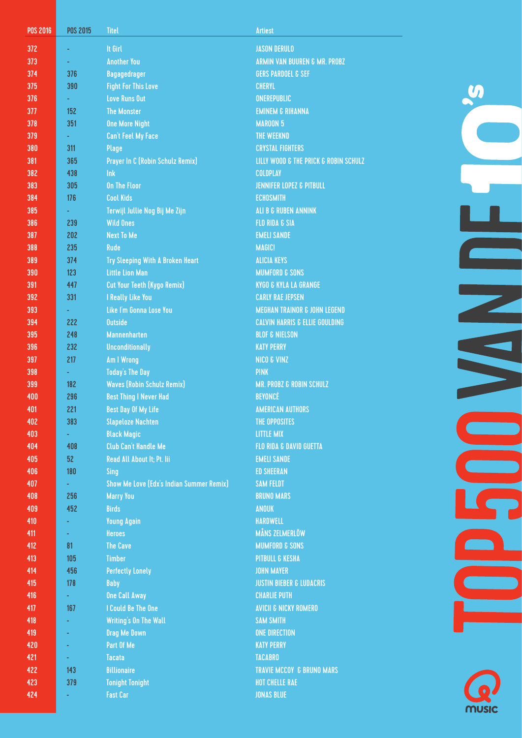| POS 2016 | POS 2015 | Titel | Artiest |
|---|---|---|---|
| 372 | - | It Girl | JASON DERULO |
| 373 | - | Another You | ARMIN VAN BUUREN & MR. PROBZ |
| 374 | 376 | Bagagedrager | GERS PARDOEL & SEF |
| 375 | 390 | Fight For This Love | CHERYL |
| 376 | - | Love Runs Out | ONEREPUBLIC |
| 377 | 152 | The Monster | EMINEM & RIHANNA |
| 378 | 351 | One More Night | MAROON 5 |
| 379 | - | Can't Feel My Face | THE WEEKND |
| 380 | 311 | Plage | CRYSTAL FIGHTERS |
| 381 | 365 | Prayer In C (Robin Schulz Remix) | LILLY WOOD & THE PRICK & ROBIN SCHULZ |
| 382 | 438 | Ink | COLDPLAY |
| 383 | 305 | On The Floor | JENNIFER LOPEZ & PITBULL |
| 384 | 176 | Cool Kids | ECHOSMITH |
| 385 | - | Terwijl Jullie Nog Bij Me Zijn | ALI B & RUBEN ANNINK |
| 386 | 239 | Wild Ones | FLO RIDA & SIA |
| 387 | 202 | Next To Me | EMELI SANDE |
| 388 | 235 | Rude | MAGIC! |
| 389 | 374 | Try Sleeping With A Broken Heart | ALICIA KEYS |
| 390 | 123 | Little Lion Man | MUMFORD & SONS |
| 391 | 447 | Cut Your Teeth (Kygo Remix) | KYGO & KYLA LA GRANGE |
| 392 | 331 | I Really Like You | CARLY RAE JEPSEN |
| 393 | - | Like I'm Gonna Lose You | MEGHAN TRAINOR & JOHN LEGEND |
| 394 | 222 | Outside | CALVIN HARRIS & ELLIE GOULDING |
| 395 | 248 | Mannenharten | BLOF & NIELSON |
| 396 | 232 | Unconditionally | KATY PERRY |
| 397 | 217 | Am I Wrong | NICO & VINZ |
| 398 | - | Today's The Day | P!NK |
| 399 | 182 | Waves (Robin Schulz Remix) | MR. PROBZ & ROBIN SCHULZ |
| 400 | 296 | Best Thing I Never Had | BEYONCÉ |
| 401 | 221 | Best Day Of My Life | AMERICAN AUTHORS |
| 402 | 383 | Slapeloze Nachten | THE OPPOSITES |
| 403 | - | Black Magic | LITTLE MIX |
| 404 | 408 | Club Can't Handle Me | FLO RIDA & DAVID GUETTA |
| 405 | 52 | Read All About It; Pt. Iii | EMELI SANDE |
| 406 | 180 | Sing | ED SHEERAN |
| 407 | - | Show Me Love (Edx's Indian Summer Remix) | SAM FELDT |
| 408 | 256 | Marry You | BRUNO MARS |
| 409 | 452 | Birds | ANOUK |
| 410 | - | Young Again | HARDWELL |
| 411 | - | Heroes | MÅNS ZELMERLÖW |
| 412 | 81 | The Cave | MUMFORD & SONS |
| 413 | 105 | Timber | PITBULL & KESHA |
| 414 | 456 | Perfectly Lonely | JOHN MAYER |
| 415 | 178 | Baby | JUSTIN BIEBER & LUDACRIS |
| 416 | - | One Call Away | CHARLIE PUTH |
| 417 | 167 | I Could Be The One | AVICII & NICKY ROMERO |
| 418 | - | Writing's On The Wall | SAM SMITH |
| 419 | - | Drag Me Down | ONE DIRECTION |
| 420 | - | Part Of Me | KATY PERRY |
| 421 | - | Tacata | TACABRO |
| 422 | 143 | Billionaire | TRAVIE MCCOY & BRUNO MARS |
| 423 | 379 | Tonight Tonight | HOT CHELLE RAE |
| 424 | - | Fast Car | JONAS BLUE |

TOP500 VAN DE 10's

Q music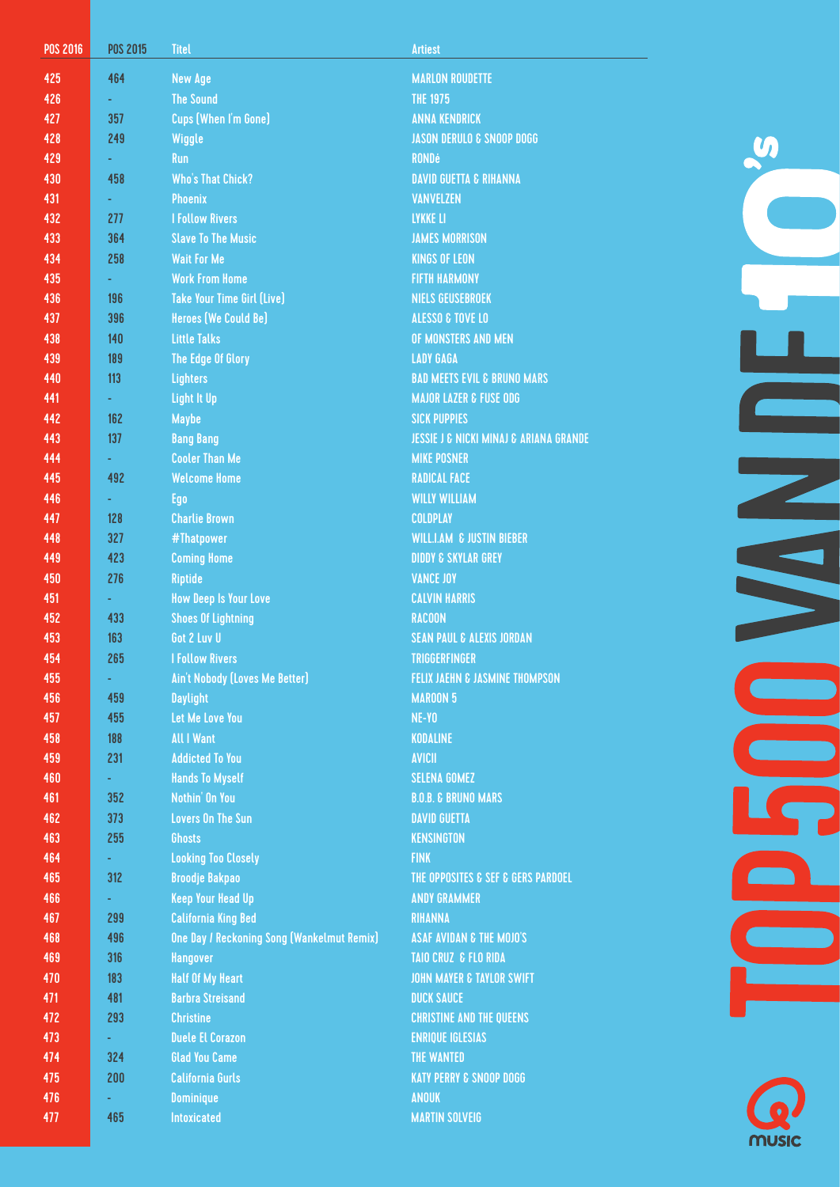| POS 2016 | POS 2015 | Titel | Artiest |
|---|---|---|---|
| 425 | 464 | New Age | MARLON ROUDETTE |
| 426 | - | The Sound | THE 1975 |
| 427 | 357 | Cups (When I'm Gone) | ANNA KENDRICK |
| 428 | 249 | Wiggle | JASON DERULO & SNOOP DOGG |
| 429 | - | Run | RONDé |
| 430 | 458 | Who's That Chick? | DAVID GUETTA & RIHANNA |
| 431 | - | Phoenix | VANVELZEN |
| 432 | 277 | I Follow Rivers | LYKKE LI |
| 433 | 364 | Slave To The Music | JAMES MORRISON |
| 434 | 258 | Wait For Me | KINGS OF LEON |
| 435 | - | Work From Home | FIFTH HARMONY |
| 436 | 196 | Take Your Time Girl (Live) | NIELS GEUSEBROEK |
| 437 | 396 | Heroes (We Could Be) | ALESSO & TOVE LO |
| 438 | 140 | Little Talks | OF MONSTERS AND MEN |
| 439 | 189 | The Edge Of Glory | LADY GAGA |
| 440 | 113 | Lighters | BAD MEETS EVIL & BRUNO MARS |
| 441 | - | Light It Up | MAJOR LAZER & FUSE ODG |
| 442 | 162 | Maybe | SICK PUPPIES |
| 443 | 137 | Bang Bang | JESSIE J & NICKI MINAJ & ARIANA GRANDE |
| 444 | - | Cooler Than Me | MIKE POSNER |
| 445 | 492 | Welcome Home | RADICAL FACE |
| 446 | - | Ego | WILLY WILLIAM |
| 447 | 128 | Charlie Brown | COLDPLAY |
| 448 | 327 | #Thatpower | WILL.I.AM & JUSTIN BIEBER |
| 449 | 423 | Coming Home | DIDDY & SKYLAR GREY |
| 450 | 276 | Riptide | VANCE JOY |
| 451 | - | How Deep Is Your Love | CALVIN HARRIS |
| 452 | 433 | Shoes Of Lightning | RACOON |
| 453 | 163 | Got 2 Luv U | SEAN PAUL & ALEXIS JORDAN |
| 454 | 265 | I Follow Rivers | TRIGGERFINGER |
| 455 | - | Ain't Nobody (Loves Me Better) | FELIX JAEHN & JASMINE THOMPSON |
| 456 | 459 | Daylight | MAROON 5 |
| 457 | 455 | Let Me Love You | NE-YO |
| 458 | 188 | All I Want | KODALINE |
| 459 | 231 | Addicted To You | AVICII |
| 460 | - | Hands To Myself | SELENA GOMEZ |
| 461 | 352 | Nothin' On You | B.O.B. & BRUNO MARS |
| 462 | 373 | Lovers On The Sun | DAVID GUETTA |
| 463 | 255 | Ghosts | KENSINGTON |
| 464 | - | Looking Too Closely | FINK |
| 465 | 312 | Broodje Bakpao | THE OPPOSITES & SEF & GERS PARDOEL |
| 466 | - | Keep Your Head Up | ANDY GRAMMER |
| 467 | 299 | California King Bed | RIHANNA |
| 468 | 496 | One Day / Reckoning Song (Wankelmut Remix) | ASAF AVIDAN & THE MOJO'S |
| 469 | 316 | Hangover | TAIO CRUZ & FLO RIDA |
| 470 | 183 | Half Of My Heart | JOHN MAYER & TAYLOR SWIFT |
| 471 | 481 | Barbra Streisand | DUCK SAUCE |
| 472 | 293 | Christine | CHRISTINE AND THE QUEENS |
| 473 | - | Duele El Corazon | ENRIQUE IGLESIAS |
| 474 | 324 | Glad You Came | THE WANTED |
| 475 | 200 | California Gurls | KATY PERRY & SNOOP DOGG |
| 476 | - | Dominique | ANOUK |
| 477 | 465 | Intoxicated | MARTIN SOLVEIG |

TOP500 VAN DE 10's

Q music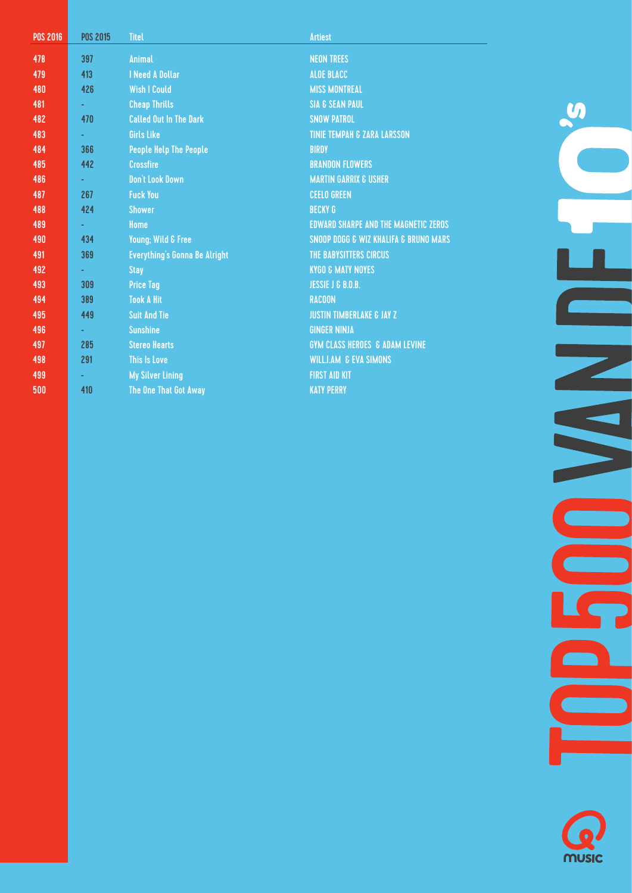# TOP500 VAN DE 10's

| POS 2016 | POS 2015 | Titel | Artiest |
|---|---|---|---|
| 478 | 397 | Animal | NEON TREES |
| 479 | 413 | I Need A Dollar | ALOE BLACC |
| 480 | 426 | Wish I Could | MISS MONTREAL |
| 481 | - | Cheap Thrills | SIA & SEAN PAUL |
| 482 | 470 | Called Out In The Dark | SNOW PATROL |
| 483 | - | Girls Like | TINIE TEMPAH & ZARA LARSSON |
| 484 | 366 | People Help The People | BIRDY |
| 485 | 442 | Crossfire | BRANDON FLOWERS |
| 486 | - | Don't Look Down | MARTIN GARRIX & USHER |
| 487 | 267 | Fuck You | CEELO GREEN |
| 488 | 424 | Shower | BECKY G |
| 489 | - | Home | EDWARD SHARPE AND THE MAGNETIC ZEROS |
| 490 | 434 | Young; Wild & Free | SNOOP DOGG & WIZ KHALIFA & BRUNO MARS |
| 491 | 369 | Everything's Gonna Be Alright | THE BABYSITTERS CIRCUS |
| 492 | - | Stay | KYGO & MATY NOYES |
| 493 | 309 | Price Tag | JESSIE J & B.O.B. |
| 494 | 389 | Took A Hit | RACOON |
| 495 | 449 | Suit And Tie | JUSTIN TIMBERLAKE & JAY Z |
| 496 | - | Sunshine | GINGER NINJA |
| 497 | 285 | Stereo Hearts | GYM CLASS HEROES & ADAM LEVINE |
| 498 | 291 | This Is Love | WILL.I.AM & EVA SIMONS |
| 499 | - | My Silver Lining | FIRST AID KIT |
| 500 | 410 | The One That Got Away | KATY PERRY |

Q music